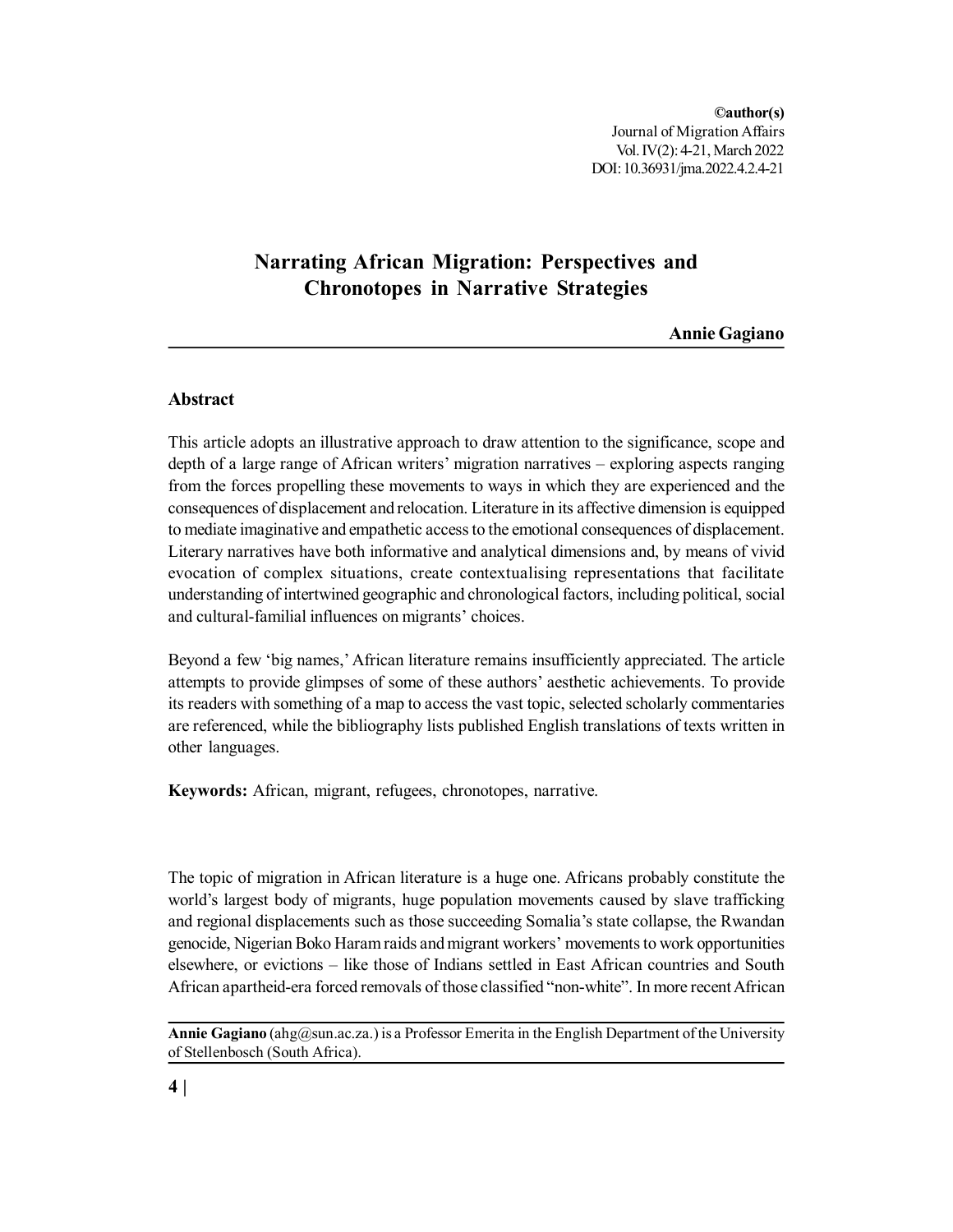# Narrating African Migration: Perspectives and Chronotopes in Narrative Strategies

**Annie Gagiano**

## Abstract

This article adopts an illustrative approach to draw attention to the significance, scope and depth of a large range of African writers' migration narratives – exploring aspects ranging from the forces propelling these movements to ways in which they are experienced and the consequences of displacement and relocation. Literature in its affective dimension is equipped to mediate imaginative and empathetic access to the emotional consequences of displacement. Literary narratives have both informative and analytical dimensions and, by means of vivid evocation of complex situations, create contextualising representations that facilitate understanding of intertwined geographic and chronological factors, including political, social and cultural-familial influences on migrants' choices.

Beyond a few 'big names,' African literature remains insufficiently appreciated. The article attempts to provide glimpses of some of these authors' aesthetic achievements. To provide its readers with something of a map to access the vast topic, selected scholarly commentaries are referenced, while the bibliography lists published English translations of texts written in other languages.

**Keywords:** African, migrant, refugees, chronotopes, narrative.

The topic of migration in African literature is a huge one. Africans probably constitute the world's largest body of migrants, huge population movements caused by slave trafficking and regional displacements such as those succeeding Somalia's state collapse, the Rwandan genocide, Nigerian Boko Haram raids and migrant workers' movements to work opportunities elsewhere, or evictions – like those of Indians settled in East African countries and South African apartheid-era forced removals of those classified "non-white". In more recent African

**Annie Gagiano** (ahg@sun.ac.za.) is a Professor Emerita in the English Department of the University of Stellenbosch (South Africa).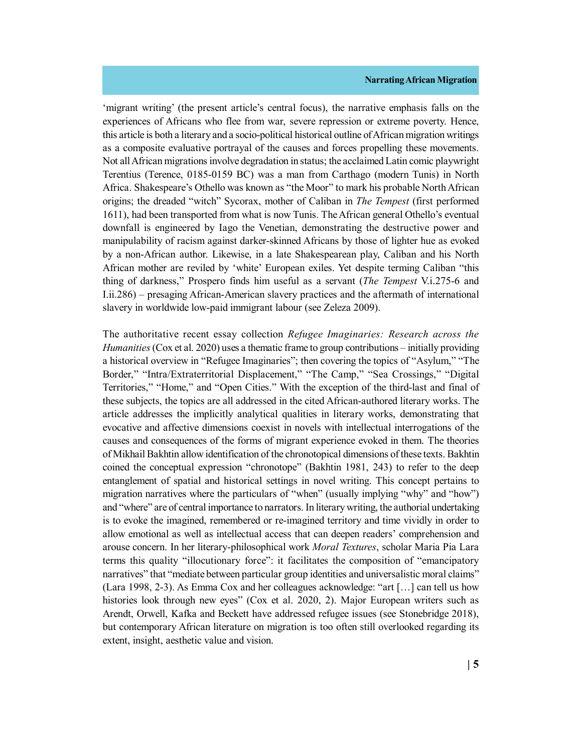'migrant writing' (the present article's central focus), the narrative emphasis falls on the experiences of Africans who flee from war, severe repression or extreme poverty. Hence, this article is both a literary and a socio-political historical outline of African migration writings as a composite evaluative portrayal of the causes and forces propelling these movements. Not all African migrations involve degradation in status; the acclaimed Latin comic playwright Terentius (Terence, 0185-0159 BC) was a man from Carthago (modern Tunis) in North Africa. Shakespeare's Othello was known as "the Moor" to mark his probable North African origins; the dreaded "witch" Sycorax, mother of Caliban in *The Tempest* (first performed 1611), had been transported from what is now Tunis. The African general Othello's eventual downfall is engineered by Iago the Venetian, demonstrating the destructive power and manipulability of racism against darker-skinned Africans by those of lighter hue as evoked by a non-African author. Likewise, in a late Shakespearean play, Caliban and his North African mother are reviled by 'white' European exiles. Yet despite terming Caliban "this thing of darkness," Prospero finds him useful as a servant (*The Tempest* V.i.275-6 and I.ii.286) – presaging African-American slavery practices and the aftermath of international slavery in worldwide low-paid immigrant labour (see Zeleza 2009).

The authoritative recent essay collection *Refugee Imaginaries: Research across the Humanities* (Cox et al. 2020) uses a thematic frame to group contributions – initially providing a historical overview in "Refugee Imaginaries"; then covering the topics of "Asylum," "The Border," "Intra/Extraterritorial Displacement," "The Camp," "Sea Crossings," "Digital Territories," "Home," and "Open Cities." With the exception of the third-last and final of these subjects, the topics are all addressed in the cited African-authored literary works. The article addresses the implicitly analytical qualities in literary works, demonstrating that evocative and affective dimensions coexist in novels with intellectual interrogations of the causes and consequences of the forms of migrant experience evoked in them. The theories of Mikhail Bakhtin allow identification of the chronotopical dimensions of these texts. Bakhtin coined the conceptual expression "chronotope" (Bakhtin 1981, 243) to refer to the deep entanglement of spatial and historical settings in novel writing. This concept pertains to migration narratives where the particulars of "when" (usually implying "why" and "how") and "where" are of central importance to narrators. In literary writing, the authorial undertaking is to evoke the imagined, remembered or re-imagined territory and time vividly in order to allow emotional as well as intellectual access that can deepen readers' comprehension and arouse concern. In her literary-philosophical work *Moral Textures*, scholar Maria Pia Lara terms this quality "illocutionary force": it facilitates the composition of "emancipatory narratives" that "mediate between particular group identities and universalistic moral claims" (Lara 1998, 2-3). As Emma Cox and her colleagues acknowledge: "art […] can tell us how histories look through new eyes" (Cox et al. 2020, 2). Major European writers such as Arendt, Orwell, Kafka and Beckett have addressed refugee issues (see Stonebridge 2018), but contemporary African literature on migration is too often still overlooked regarding its extent, insight, aesthetic value and vision.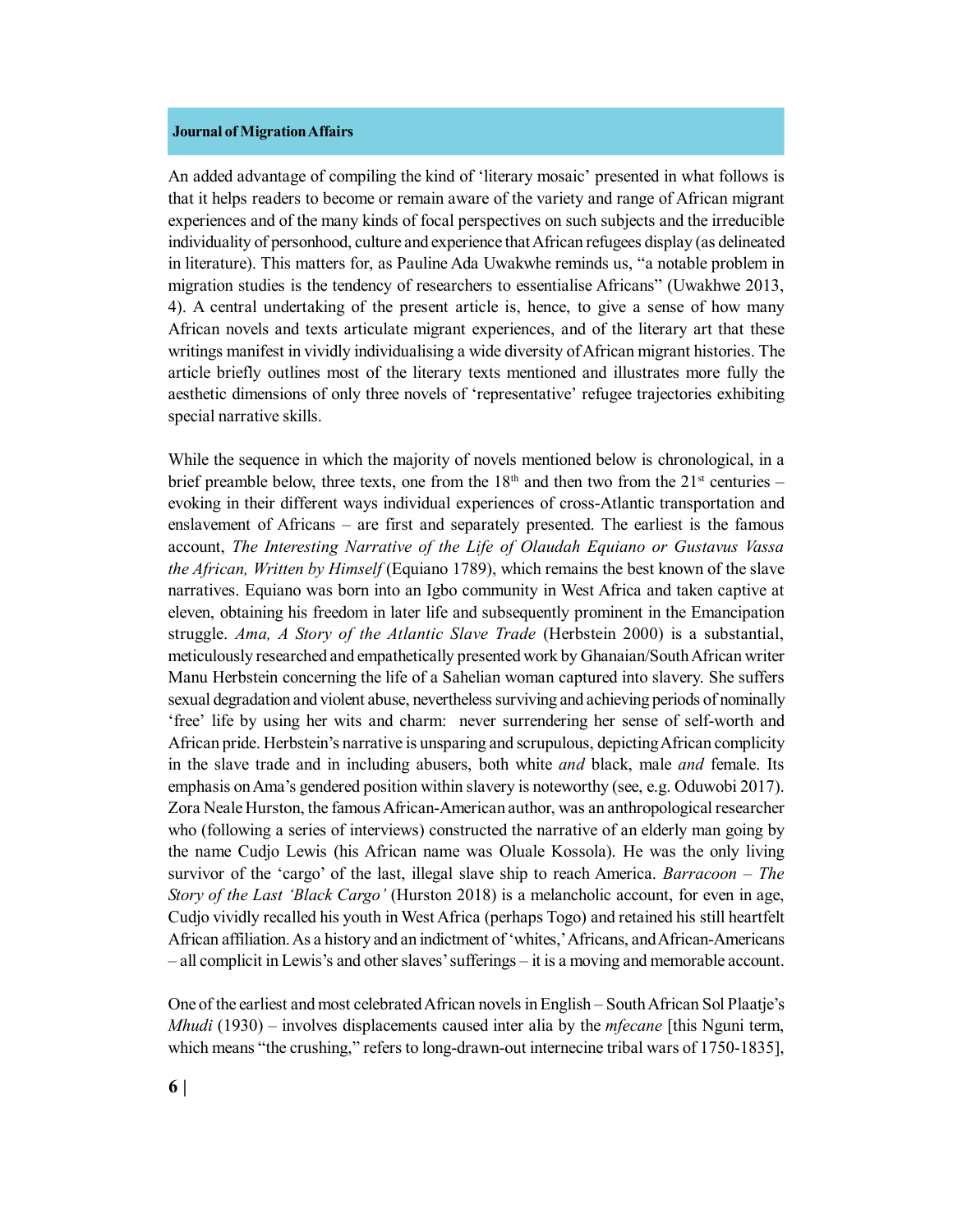An added advantage of compiling the kind of 'literary mosaic' presented in what follows is that it helps readers to become or remain aware of the variety and range of African migrant experiences and of the many kinds of focal perspectives on such subjects and the irreducible individuality of personhood, culture and experience that African refugees display (as delineated in literature). This matters for, as Pauline Ada Uwakwhe reminds us, "a notable problem in migration studies is the tendency of researchers to essentialise Africans" (Uwakhwe 2013, 4). A central undertaking of the present article is, hence, to give a sense of how many African novels and texts articulate migrant experiences, and of the literary art that these writings manifest in vividly individualising a wide diversity of African migrant histories. The article briefly outlines most of the literary texts mentioned and illustrates more fully the aesthetic dimensions of only three novels of 'representative' refugee trajectories exhibiting special narrative skills.

While the sequence in which the majority of novels mentioned below is chronological, in a brief preamble below, three texts, one from the 18th and then two from the 21st centuries – evoking in their different ways individual experiences of cross-Atlantic transportation and enslavement of Africans – are first and separately presented. The earliest is the famous account, *The Interesting Narrative of the Life of Olaudah Equiano or Gustavus Vassa the African, Written by Himself* (Equiano 1789), which remains the best known of the slave narratives. Equiano was born into an Igbo community in West Africa and taken captive at eleven, obtaining his freedom in later life and subsequently prominent in the Emancipation struggle. *Ama, A Story of the Atlantic Slave Trade* (Herbstein 2000) is a substantial, meticulously researched and empathetically presented work by Ghanaian/South African writer Manu Herbstein concerning the life of a Sahelian woman captured into slavery. She suffers sexual degradation and violent abuse, nevertheless surviving and achieving periods of nominally 'free' life by using her wits and charm: never surrendering her sense of self-worth and African pride. Herbstein's narrative is unsparing and scrupulous, depicting African complicity in the slave trade and in including abusers, both white *and* black, male *and* female. Its emphasis on Ama's gendered position within slavery is noteworthy (see, e.g. Oduwobi 2017). Zora Neale Hurston, the famous African-American author, was an anthropological researcher who (following a series of interviews) constructed the narrative of an elderly man going by the name Cudjo Lewis (his African name was Oluale Kossola). He was the only living survivor of the 'cargo' of the last, illegal slave ship to reach America. *Barracoon – The Story of the Last 'Black Cargo'* (Hurston 2018) is a melancholic account, for even in age, Cudjo vividly recalled his youth in West Africa (perhaps Togo) and retained his still heartfelt African affiliation. As a history and an indictment of 'whites,' Africans, and African-Americans – all complicit in Lewis's and other slaves' sufferings – it is a moving and memorable account.

One of the earliest and most celebrated African novels in English – South African Sol Plaatje's *Mhudi* (1930) – involves displacements caused inter alia by the *mfecane* [this Nguni term, which means "the crushing," refers to long-drawn-out internecine tribal wars of 1750-1835],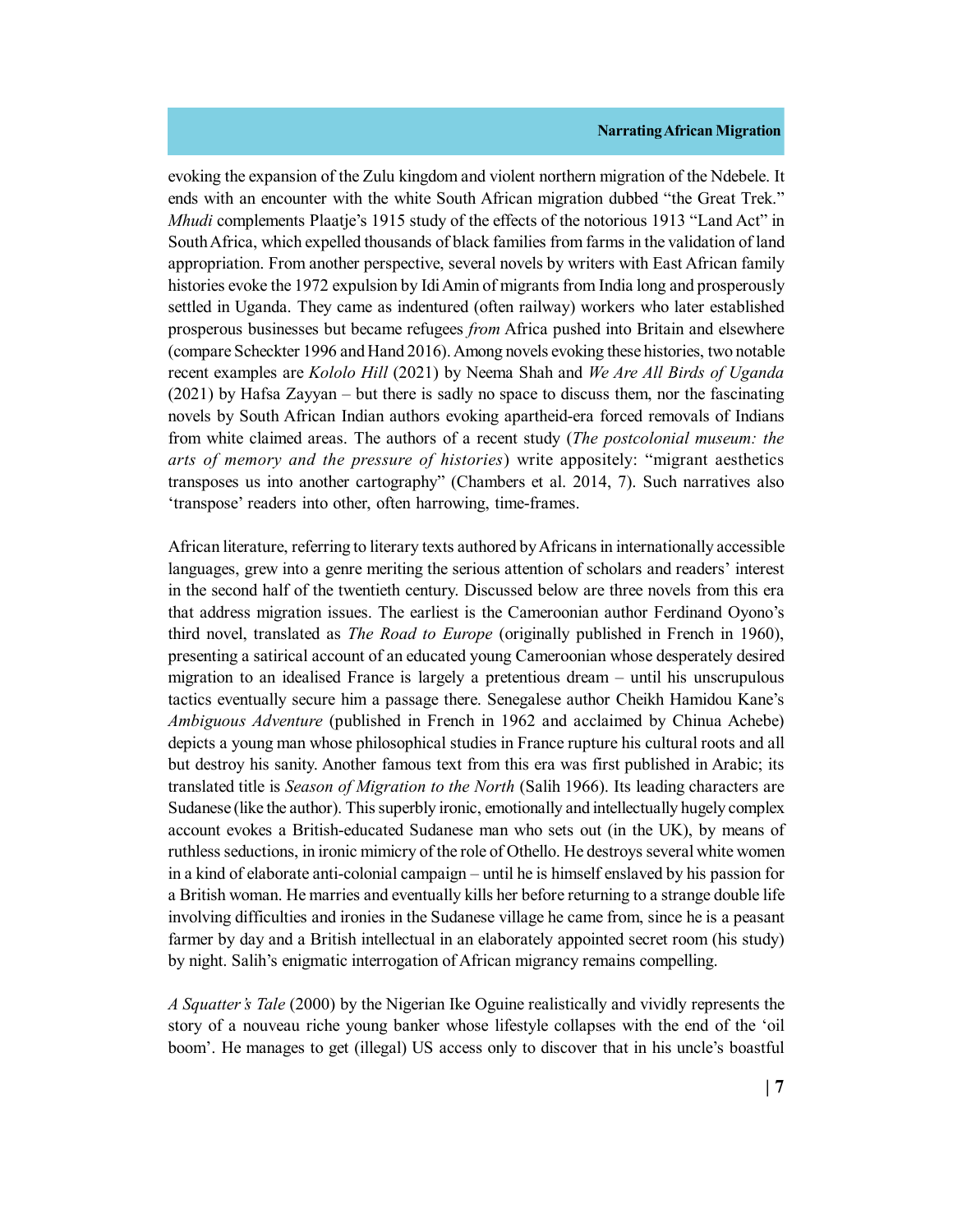evoking the expansion of the Zulu kingdom and violent northern migration of the Ndebele. It ends with an encounter with the white South African migration dubbed "the Great Trek." *Mhudi* complements Plaatje's 1915 study of the effects of the notorious 1913 "Land Act" in South Africa, which expelled thousands of black families from farms in the validation of land appropriation. From another perspective, several novels by writers with East African family histories evoke the 1972 expulsion by Idi Amin of migrants from India long and prosperously settled in Uganda. They came as indentured (often railway) workers who later established prosperous businesses but became refugees *from* Africa pushed into Britain and elsewhere (compare Scheckter 1996 and Hand 2016). Among novels evoking these histories, two notable recent examples are *Kololo Hill* (2021) by Neema Shah and *We Are All Birds of Uganda* (2021) by Hafsa Zayyan – but there is sadly no space to discuss them, nor the fascinating novels by South African Indian authors evoking apartheid-era forced removals of Indians from white claimed areas. The authors of a recent study (*The postcolonial museum: the arts of memory and the pressure of histories*) write appositely: "migrant aesthetics transposes us into another cartography" (Chambers et al. 2014, 7). Such narratives also 'transpose' readers into other, often harrowing, time-frames.

African literature, referring to literary texts authored by Africans in internationally accessible languages, grew into a genre meriting the serious attention of scholars and readers' interest in the second half of the twentieth century. Discussed below are three novels from this era that address migration issues. The earliest is the Cameroonian author Ferdinand Oyono's third novel, translated as *The Road to Europe* (originally published in French in 1960), presenting a satirical account of an educated young Cameroonian whose desperately desired migration to an idealised France is largely a pretentious dream – until his unscrupulous tactics eventually secure him a passage there. Senegalese author Cheikh Hamidou Kane's *Ambiguous Adventure* (published in French in 1962 and acclaimed by Chinua Achebe) depicts a young man whose philosophical studies in France rupture his cultural roots and all but destroy his sanity. Another famous text from this era was first published in Arabic; its translated title is *Season of Migration to the North* (Salih 1966). Its leading characters are Sudanese (like the author). This superbly ironic, emotionally and intellectually hugely complex account evokes a British-educated Sudanese man who sets out (in the UK), by means of ruthless seductions, in ironic mimicry of the role of Othello. He destroys several white women in a kind of elaborate anti-colonial campaign – until he is himself enslaved by his passion for a British woman. He marries and eventually kills her before returning to a strange double life involving difficulties and ironies in the Sudanese village he came from, since he is a peasant farmer by day and a British intellectual in an elaborately appointed secret room (his study) by night. Salih's enigmatic interrogation of African migrancy remains compelling.

*A Squatter's Tale* (2000) by the Nigerian Ike Oguine realistically and vividly represents the story of a nouveau riche young banker whose lifestyle collapses with the end of the 'oil boom'. He manages to get (illegal) US access only to discover that in his uncle's boastful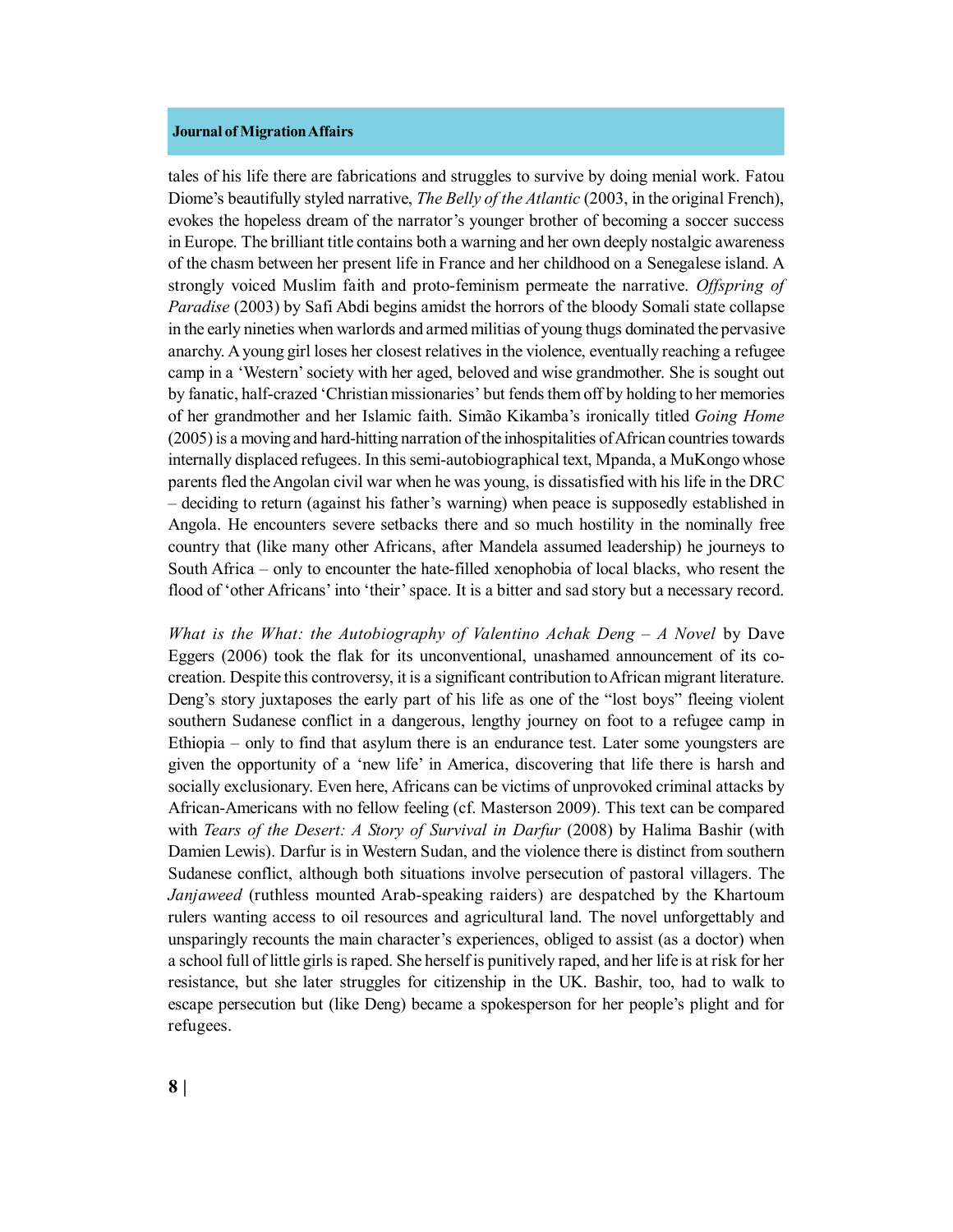tales of his life there are fabrications and struggles to survive by doing menial work. Fatou Diome's beautifully styled narrative, *The Belly of the Atlantic* (2003, in the original French), evokes the hopeless dream of the narrator's younger brother of becoming a soccer success in Europe. The brilliant title contains both a warning and her own deeply nostalgic awareness of the chasm between her present life in France and her childhood on a Senegalese island. A strongly voiced Muslim faith and proto-feminism permeate the narrative. *Offspring of Paradise* (2003) by Safi Abdi begins amidst the horrors of the bloody Somali state collapse in the early nineties when warlords and armed militias of young thugs dominated the pervasive anarchy. A young girl loses her closest relatives in the violence, eventually reaching a refugee camp in a 'Western' society with her aged, beloved and wise grandmother. She is sought out by fanatic, half-crazed 'Christian missionaries' but fends them off by holding to her memories of her grandmother and her Islamic faith. Simão Kikamba's ironically titled *Going Home* (2005) is a moving and hard-hitting narration of the inhospitalities of African countries towards internally displaced refugees. In this semi-autobiographical text, Mpanda, a MuKongo whose parents fled the Angolan civil war when he was young, is dissatisfied with his life in the DRC – deciding to return (against his father's warning) when peace is supposedly established in Angola. He encounters severe setbacks there and so much hostility in the nominally free country that (like many other Africans, after Mandela assumed leadership) he journeys to South Africa – only to encounter the hate-filled xenophobia of local blacks, who resent the flood of 'other Africans' into 'their' space. It is a bitter and sad story but a necessary record.

*What is the What: the Autobiography of Valentino Achak Deng – A Novel* by Dave Eggers (2006) took the flak for its unconventional, unashamed announcement of its co-creation. Despite this controversy, it is a significant contribution to African migrant literature. Deng's story juxtaposes the early part of his life as one of the "lost boys" fleeing violent southern Sudanese conflict in a dangerous, lengthy journey on foot to a refugee camp in Ethiopia – only to find that asylum there is an endurance test. Later some youngsters are given the opportunity of a 'new life' in America, discovering that life there is harsh and socially exclusionary. Even here, Africans can be victims of unprovoked criminal attacks by African-Americans with no fellow feeling (cf. Masterson 2009). This text can be compared with *Tears of the Desert: A Story of Survival in Darfur* (2008) by Halima Bashir (with Damien Lewis). Darfur is in Western Sudan, and the violence there is distinct from southern Sudanese conflict, although both situations involve persecution of pastoral villagers. The *Janjaweed* (ruthless mounted Arab-speaking raiders) are despatched by the Khartoum rulers wanting access to oil resources and agricultural land. The novel unforgettably and unsparingly recounts the main character's experiences, obliged to assist (as a doctor) when a school full of little girls is raped. She herself is punitively raped, and her life is at risk for her resistance, but she later struggles for citizenship in the UK. Bashir, too, had to walk to escape persecution but (like Deng) became a spokesperson for her people's plight and for refugees.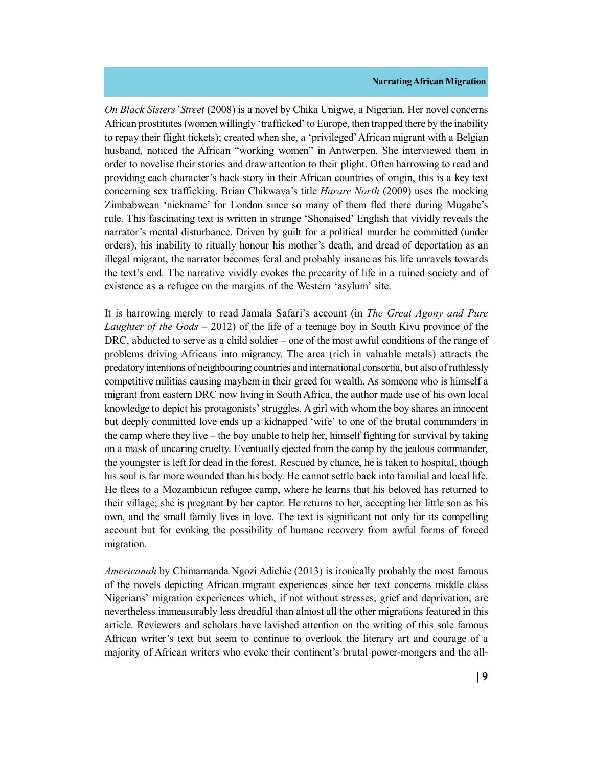*On Black Sisters' Street* (2008) is a novel by Chika Unigwe, a Nigerian. Her novel concerns African prostitutes (women willingly 'trafficked' to Europe, then trapped there by the inability to repay their flight tickets); created when she, a 'privileged' African migrant with a Belgian husband, noticed the African "working women" in Antwerpen. She interviewed them in order to novelise their stories and draw attention to their plight. Often harrowing to read and providing each character's back story in their African countries of origin, this is a key text concerning sex trafficking. Brian Chikwava's title *Harare North* (2009) uses the mocking Zimbabwean 'nickname' for London since so many of them fled there during Mugabe's rule. This fascinating text is written in strange 'Shonaised' English that vividly reveals the narrator's mental disturbance. Driven by guilt for a political murder he committed (under orders), his inability to ritually honour his mother's death, and dread of deportation as an illegal migrant, the narrator becomes feral and probably insane as his life unravels towards the text's end. The narrative vividly evokes the precarity of life in a ruined society and of existence as a refugee on the margins of the Western 'asylum' site.

It is harrowing merely to read Jamala Safari's account (in *The Great Agony and Pure Laughter of the Gods* – 2012) of the life of a teenage boy in South Kivu province of the DRC, abducted to serve as a child soldier – one of the most awful conditions of the range of problems driving Africans into migrancy. The area (rich in valuable metals) attracts the predatory intentions of neighbouring countries and international consortia, but also of ruthlessly competitive militias causing mayhem in their greed for wealth. As someone who is himself a migrant from eastern DRC now living in South Africa, the author made use of his own local knowledge to depict his protagonists' struggles. A girl with whom the boy shares an innocent but deeply committed love ends up a kidnapped 'wife' to one of the brutal commanders in the camp where they live – the boy unable to help her, himself fighting for survival by taking on a mask of uncaring cruelty. Eventually ejected from the camp by the jealous commander, the youngster is left for dead in the forest. Rescued by chance, he is taken to hospital, though his soul is far more wounded than his body. He cannot settle back into familial and local life. He flees to a Mozambican refugee camp, where he learns that his beloved has returned to their village; she is pregnant by her captor. He returns to her, accepting her little son as his own, and the small family lives in love. The text is significant not only for its compelling account but for evoking the possibility of humane recovery from awful forms of forced migration.

*Americanah* by Chimamanda Ngozi Adichie (2013) is ironically probably the most famous of the novels depicting African migrant experiences since her text concerns middle class Nigerians' migration experiences which, if not without stresses, grief and deprivation, are nevertheless immeasurably less dreadful than almost all the other migrations featured in this article. Reviewers and scholars have lavished attention on the writing of this sole famous African writer's text but seem to continue to overlook the literary art and courage of a majority of African writers who evoke their continent's brutal power-mongers and the all-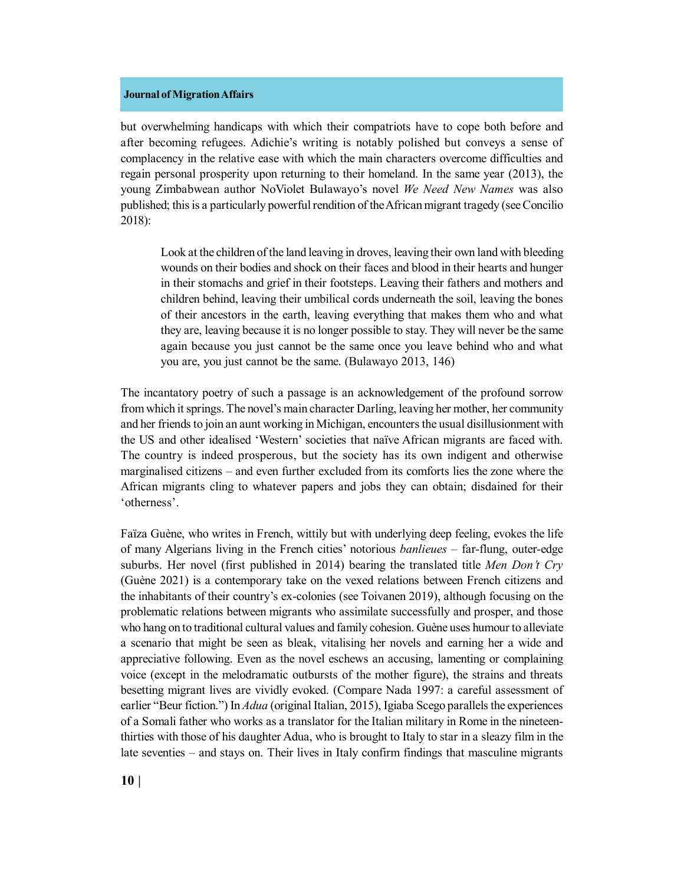but overwhelming handicaps with which their compatriots have to cope both before and after becoming refugees. Adichie's writing is notably polished but conveys a sense of complacency in the relative ease with which the main characters overcome difficulties and regain personal prosperity upon returning to their homeland. In the same year (2013), the young Zimbabwean author NoViolet Bulawayo's novel *We Need New Names* was also published; this is a particularly powerful rendition of the African migrant tragedy (see Concilio 2018):

> Look at the children of the land leaving in droves, leaving their own land with bleeding wounds on their bodies and shock on their faces and blood in their hearts and hunger in their stomachs and grief in their footsteps. Leaving their fathers and mothers and children behind, leaving their umbilical cords underneath the soil, leaving the bones of their ancestors in the earth, leaving everything that makes them who and what they are, leaving because it is no longer possible to stay. They will never be the same again because you just cannot be the same once you leave behind who and what you are, you just cannot be the same. (Bulawayo 2013, 146)

The incantatory poetry of such a passage is an acknowledgement of the profound sorrow from which it springs. The novel's main character Darling, leaving her mother, her community and her friends to join an aunt working in Michigan, encounters the usual disillusionment with the US and other idealised 'Western' societies that naïve African migrants are faced with. The country is indeed prosperous, but the society has its own indigent and otherwise marginalised citizens – and even further excluded from its comforts lies the zone where the African migrants cling to whatever papers and jobs they can obtain; disdained for their 'otherness'.

Faïza Guène, who writes in French, wittily but with underlying deep feeling, evokes the life of many Algerians living in the French cities' notorious *banlieues* – far-flung, outer-edge suburbs. Her novel (first published in 2014) bearing the translated title *Men Don't Cry* (Guène 2021) is a contemporary take on the vexed relations between French citizens and the inhabitants of their country's ex-colonies (see Toivanen 2019), although focusing on the problematic relations between migrants who assimilate successfully and prosper, and those who hang on to traditional cultural values and family cohesion. Guène uses humour to alleviate a scenario that might be seen as bleak, vitalising her novels and earning her a wide and appreciative following. Even as the novel eschews an accusing, lamenting or complaining voice (except in the melodramatic outbursts of the mother figure), the strains and threats besetting migrant lives are vividly evoked. (Compare Nada 1997: a careful assessment of earlier "Beur fiction.") In *Adua* (original Italian, 2015), Igiaba Scego parallels the experiences of a Somali father who works as a translator for the Italian military in Rome in the nineteen-thirties with those of his daughter Adua, who is brought to Italy to star in a sleazy film in the late seventies – and stays on. Their lives in Italy confirm findings that masculine migrants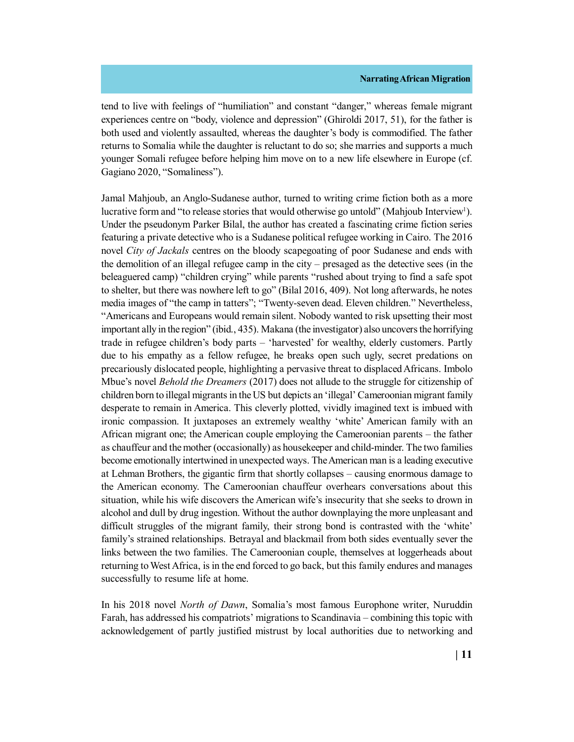tend to live with feelings of "humiliation" and constant "danger," whereas female migrant experiences centre on "body, violence and depression" (Ghiroldi 2017, 51), for the father is both used and violently assaulted, whereas the daughter's body is commodified. The father returns to Somalia while the daughter is reluctant to do so; she marries and supports a much younger Somali refugee before helping him move on to a new life elsewhere in Europe (cf. Gagiano 2020, "Somaliness").

Jamal Mahjoub, an Anglo-Sudanese author, turned to writing crime fiction both as a more lucrative form and "to release stories that would otherwise go untold" (Mahjoub Interview[1]). Under the pseudonym Parker Bilal, the author has created a fascinating crime fiction series featuring a private detective who is a Sudanese political refugee working in Cairo. The 2016 novel *City of Jackals* centres on the bloody scapegoating of poor Sudanese and ends with the demolition of an illegal refugee camp in the city – presaged as the detective sees (in the beleaguered camp) "children crying" while parents "rushed about trying to find a safe spot to shelter, but there was nowhere left to go" (Bilal 2016, 409). Not long afterwards, he notes media images of "the camp in tatters"; "Twenty-seven dead. Eleven children." Nevertheless, "Americans and Europeans would remain silent. Nobody wanted to risk upsetting their most important ally in the region" (ibid., 435). Makana (the investigator) also uncovers the horrifying trade in refugee children's body parts – 'harvested' for wealthy, elderly customers. Partly due to his empathy as a fellow refugee, he breaks open such ugly, secret predations on precariously dislocated people, highlighting a pervasive threat to displaced Africans. Imbolo Mbue's novel *Behold the Dreamers* (2017) does not allude to the struggle for citizenship of children born to illegal migrants in the US but depicts an 'illegal' Cameroonian migrant family desperate to remain in America. This cleverly plotted, vividly imagined text is imbued with ironic compassion. It juxtaposes an extremely wealthy 'white' American family with an African migrant one; the American couple employing the Cameroonian parents – the father as chauffeur and the mother (occasionally) as housekeeper and child-minder. The two families become emotionally intertwined in unexpected ways. The American man is a leading executive at Lehman Brothers, the gigantic firm that shortly collapses – causing enormous damage to the American economy. The Cameroonian chauffeur overhears conversations about this situation, while his wife discovers the American wife's insecurity that she seeks to drown in alcohol and dull by drug ingestion. Without the author downplaying the more unpleasant and difficult struggles of the migrant family, their strong bond is contrasted with the 'white' family's strained relationships. Betrayal and blackmail from both sides eventually sever the links between the two families. The Cameroonian couple, themselves at loggerheads about returning to West Africa, is in the end forced to go back, but this family endures and manages successfully to resume life at home.

In his 2018 novel *North of Dawn*, Somalia's most famous Europhone writer, Nuruddin Farah, has addressed his compatriots' migrations to Scandinavia – combining this topic with acknowledgement of partly justified mistrust by local authorities due to networking and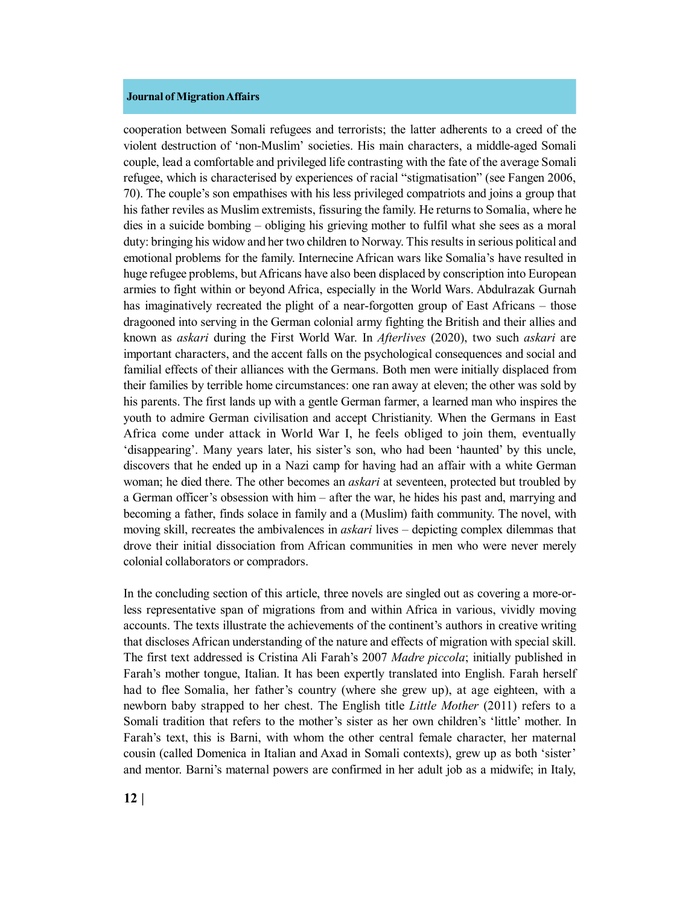cooperation between Somali refugees and terrorists; the latter adherents to a creed of the violent destruction of 'non-Muslim' societies. His main characters, a middle-aged Somali couple, lead a comfortable and privileged life contrasting with the fate of the average Somali refugee, which is characterised by experiences of racial "stigmatisation" (see Fangen 2006, 70). The couple's son empathises with his less privileged compatriots and joins a group that his father reviles as Muslim extremists, fissuring the family. He returns to Somalia, where he dies in a suicide bombing – obliging his grieving mother to fulfil what she sees as a moral duty: bringing his widow and her two children to Norway. This results in serious political and emotional problems for the family. Internecine African wars like Somalia's have resulted in huge refugee problems, but Africans have also been displaced by conscription into European armies to fight within or beyond Africa, especially in the World Wars. Abdulrazak Gurnah has imaginatively recreated the plight of a near-forgotten group of East Africans – those dragooned into serving in the German colonial army fighting the British and their allies and known as *askari* during the First World War. In *Afterlives* (2020), two such *askari* are important characters, and the accent falls on the psychological consequences and social and familial effects of their alliances with the Germans. Both men were initially displaced from their families by terrible home circumstances: one ran away at eleven; the other was sold by his parents. The first lands up with a gentle German farmer, a learned man who inspires the youth to admire German civilisation and accept Christianity. When the Germans in East Africa come under attack in World War I, he feels obliged to join them, eventually 'disappearing'. Many years later, his sister's son, who had been 'haunted' by this uncle, discovers that he ended up in a Nazi camp for having had an affair with a white German woman; he died there. The other becomes an *askari* at seventeen, protected but troubled by a German officer's obsession with him – after the war, he hides his past and, marrying and becoming a father, finds solace in family and a (Muslim) faith community. The novel, with moving skill, recreates the ambivalences in *askari* lives – depicting complex dilemmas that drove their initial dissociation from African communities in men who were never merely colonial collaborators or compradors.

In the concluding section of this article, three novels are singled out as covering a more-or-less representative span of migrations from and within Africa in various, vividly moving accounts. The texts illustrate the achievements of the continent's authors in creative writing that discloses African understanding of the nature and effects of migration with special skill. The first text addressed is Cristina Ali Farah's 2007 *Madre piccola*; initially published in Farah's mother tongue, Italian. It has been expertly translated into English. Farah herself had to flee Somalia, her father's country (where she grew up), at age eighteen, with a newborn baby strapped to her chest. The English title *Little Mother* (2011) refers to a Somali tradition that refers to the mother's sister as her own children's 'little' mother. In Farah's text, this is Barni, with whom the other central female character, her maternal cousin (called Domenica in Italian and Axad in Somali contexts), grew up as both 'sister' and mentor. Barni's maternal powers are confirmed in her adult job as a midwife; in Italy,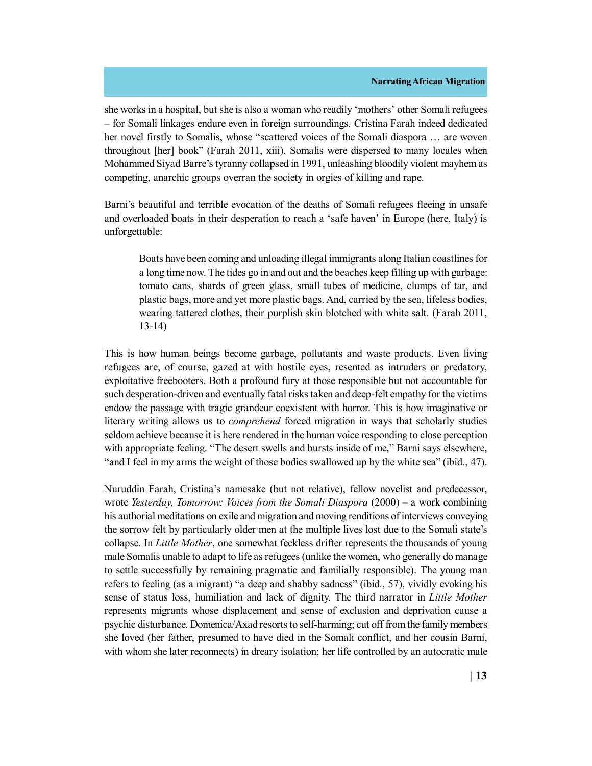she works in a hospital, but she is also a woman who readily 'mothers' other Somali refugees – for Somali linkages endure even in foreign surroundings. Cristina Farah indeed dedicated her novel firstly to Somalis, whose "scattered voices of the Somali diaspora … are woven throughout [her] book" (Farah 2011, xiii). Somalis were dispersed to many locales when Mohammed Siyad Barre's tyranny collapsed in 1991, unleashing bloodily violent mayhem as competing, anarchic groups overran the society in orgies of killing and rape.

Barni's beautiful and terrible evocation of the deaths of Somali refugees fleeing in unsafe and overloaded boats in their desperation to reach a 'safe haven' in Europe (here, Italy) is unforgettable:

> Boats have been coming and unloading illegal immigrants along Italian coastlines for a long time now. The tides go in and out and the beaches keep filling up with garbage: tomato cans, shards of green glass, small tubes of medicine, clumps of tar, and plastic bags, more and yet more plastic bags. And, carried by the sea, lifeless bodies, wearing tattered clothes, their purplish skin blotched with white salt. (Farah 2011, 13-14)

This is how human beings become garbage, pollutants and waste products. Even living refugees are, of course, gazed at with hostile eyes, resented as intruders or predatory, exploitative freebooters. Both a profound fury at those responsible but not accountable for such desperation-driven and eventually fatal risks taken and deep-felt empathy for the victims endow the passage with tragic grandeur coexistent with horror. This is how imaginative or literary writing allows us to *comprehend* forced migration in ways that scholarly studies seldom achieve because it is here rendered in the human voice responding to close perception with appropriate feeling. "The desert swells and bursts inside of me," Barni says elsewhere, "and I feel in my arms the weight of those bodies swallowed up by the white sea" (ibid., 47).

Nuruddin Farah, Cristina's namesake (but not relative), fellow novelist and predecessor, wrote *Yesterday, Tomorrow: Voices from the Somali Diaspora* (2000) – a work combining his authorial meditations on exile and migration and moving renditions of interviews conveying the sorrow felt by particularly older men at the multiple lives lost due to the Somali state's collapse. In *Little Mother*, one somewhat feckless drifter represents the thousands of young male Somalis unable to adapt to life as refugees (unlike the women, who generally do manage to settle successfully by remaining pragmatic and familially responsible). The young man refers to feeling (as a migrant) "a deep and shabby sadness" (ibid., 57), vividly evoking his sense of status loss, humiliation and lack of dignity. The third narrator in *Little Mother* represents migrants whose displacement and sense of exclusion and deprivation cause a psychic disturbance. Domenica/Axad resorts to self-harming; cut off from the family members she loved (her father, presumed to have died in the Somali conflict, and her cousin Barni, with whom she later reconnects) in dreary isolation; her life controlled by an autocratic male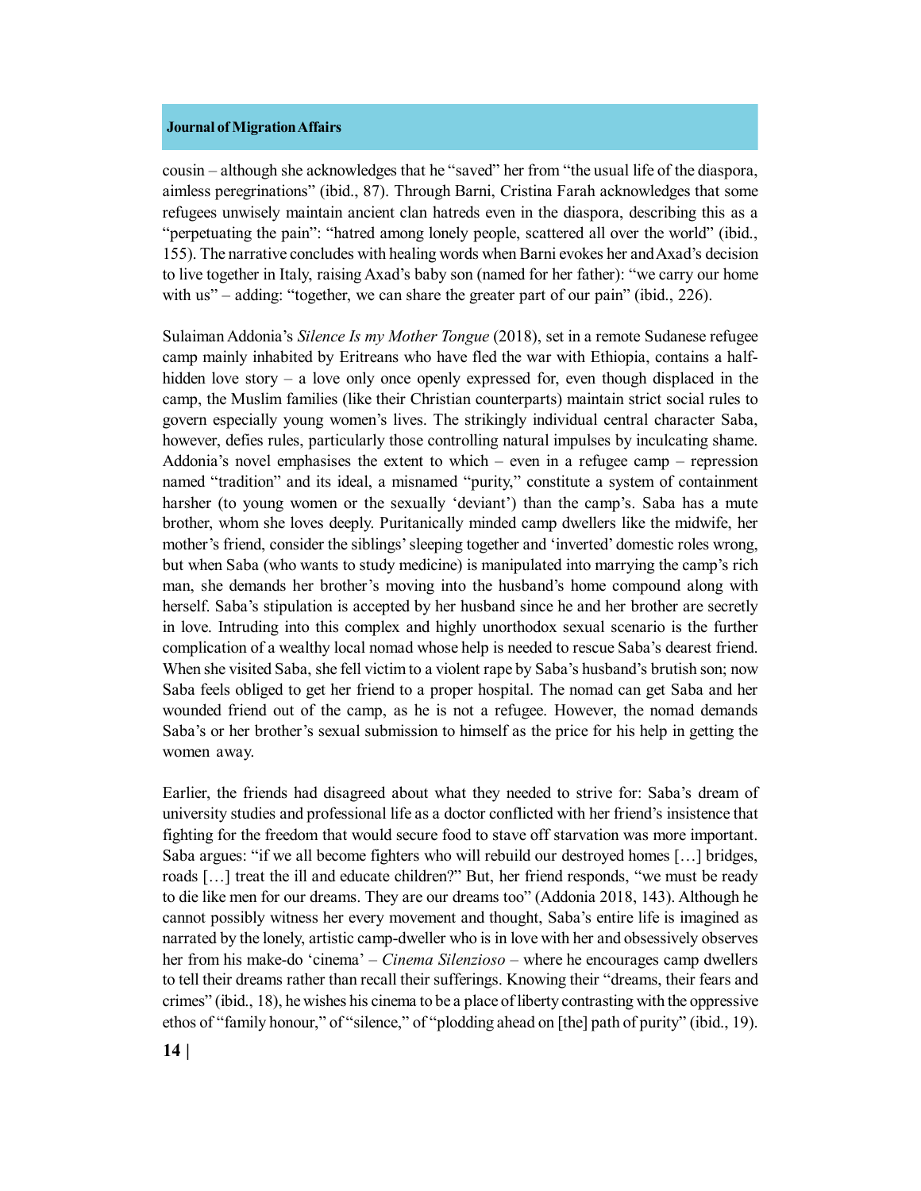cousin – although she acknowledges that he "saved" her from "the usual life of the diaspora, aimless peregrinations" (ibid., 87). Through Barni, Cristina Farah acknowledges that some refugees unwisely maintain ancient clan hatreds even in the diaspora, describing this as a "perpetuating the pain": "hatred among lonely people, scattered all over the world" (ibid., 155). The narrative concludes with healing words when Barni evokes her and Axad's decision to live together in Italy, raising Axad's baby son (named for her father): "we carry our home with us" – adding: "together, we can share the greater part of our pain" (ibid., 226).

Sulaiman Addonia's *Silence Is my Mother Tongue* (2018), set in a remote Sudanese refugee camp mainly inhabited by Eritreans who have fled the war with Ethiopia, contains a half-hidden love story – a love only once openly expressed for, even though displaced in the camp, the Muslim families (like their Christian counterparts) maintain strict social rules to govern especially young women's lives. The strikingly individual central character Saba, however, defies rules, particularly those controlling natural impulses by inculcating shame. Addonia's novel emphasises the extent to which – even in a refugee camp – repression named "tradition" and its ideal, a misnamed "purity," constitute a system of containment harsher (to young women or the sexually 'deviant') than the camp's. Saba has a mute brother, whom she loves deeply. Puritanically minded camp dwellers like the midwife, her mother's friend, consider the siblings' sleeping together and 'inverted' domestic roles wrong, but when Saba (who wants to study medicine) is manipulated into marrying the camp's rich man, she demands her brother's moving into the husband's home compound along with herself. Saba's stipulation is accepted by her husband since he and her brother are secretly in love. Intruding into this complex and highly unorthodox sexual scenario is the further complication of a wealthy local nomad whose help is needed to rescue Saba's dearest friend. When she visited Saba, she fell victim to a violent rape by Saba's husband's brutish son; now Saba feels obliged to get her friend to a proper hospital. The nomad can get Saba and her wounded friend out of the camp, as he is not a refugee. However, the nomad demands Saba's or her brother's sexual submission to himself as the price for his help in getting the women away.

Earlier, the friends had disagreed about what they needed to strive for: Saba's dream of university studies and professional life as a doctor conflicted with her friend's insistence that fighting for the freedom that would secure food to stave off starvation was more important. Saba argues: "if we all become fighters who will rebuild our destroyed homes […] bridges, roads […] treat the ill and educate children?" But, her friend responds, "we must be ready to die like men for our dreams. They are our dreams too" (Addonia 2018, 143). Although he cannot possibly witness her every movement and thought, Saba's entire life is imagined as narrated by the lonely, artistic camp-dweller who is in love with her and obsessively observes her from his make-do 'cinema' – *Cinema Silenzioso* – where he encourages camp dwellers to tell their dreams rather than recall their sufferings. Knowing their "dreams, their fears and crimes" (ibid., 18), he wishes his cinema to be a place of liberty contrasting with the oppressive ethos of "family honour," of "silence," of "plodding ahead on [the] path of purity" (ibid., 19).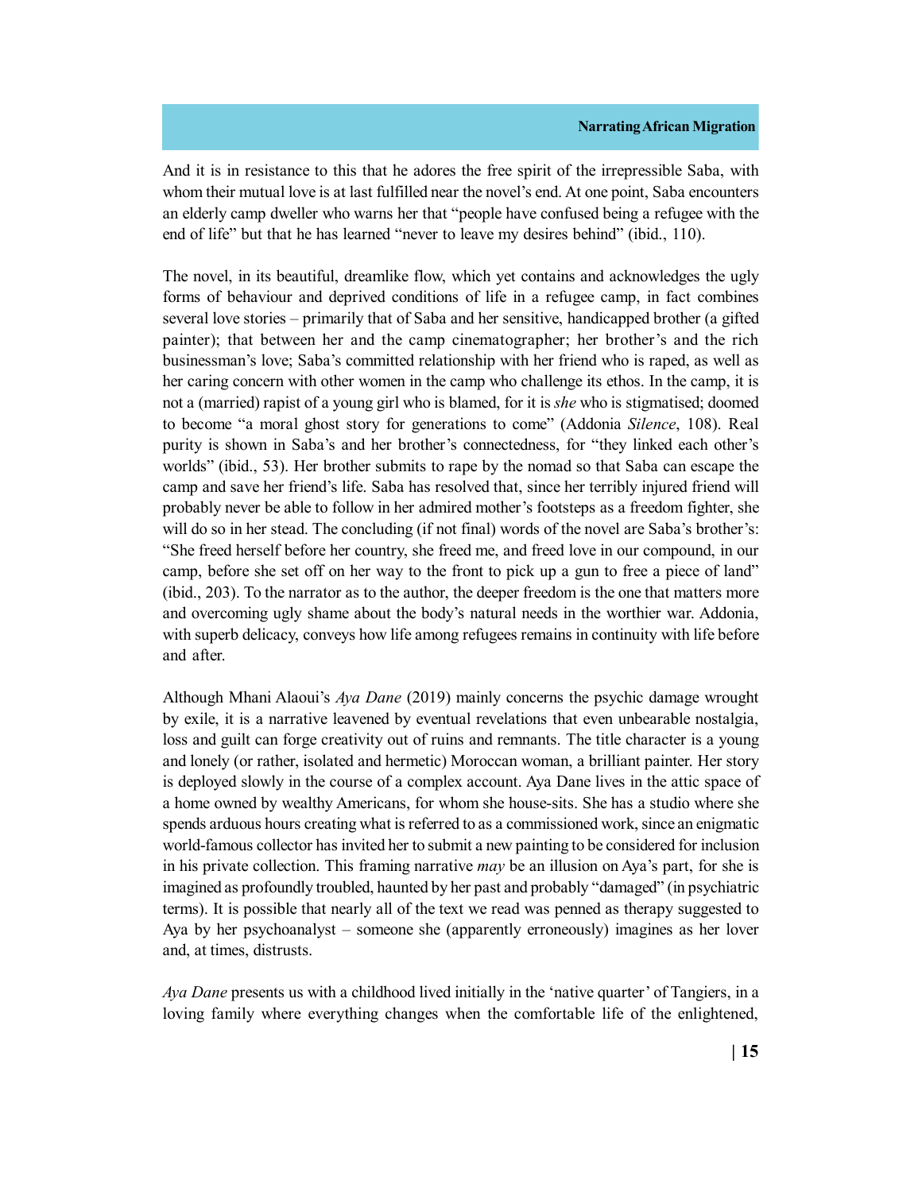And it is in resistance to this that he adores the free spirit of the irrepressible Saba, with whom their mutual love is at last fulfilled near the novel's end. At one point, Saba encounters an elderly camp dweller who warns her that "people have confused being a refugee with the end of life" but that he has learned "never to leave my desires behind" (ibid., 110).

The novel, in its beautiful, dreamlike flow, which yet contains and acknowledges the ugly forms of behaviour and deprived conditions of life in a refugee camp, in fact combines several love stories – primarily that of Saba and her sensitive, handicapped brother (a gifted painter); that between her and the camp cinematographer; her brother's and the rich businessman's love; Saba's committed relationship with her friend who is raped, as well as her caring concern with other women in the camp who challenge its ethos. In the camp, it is not a (married) rapist of a young girl who is blamed, for it is *she* who is stigmatised; doomed to become "a moral ghost story for generations to come" (Addonia *Silence*, 108). Real purity is shown in Saba's and her brother's connectedness, for "they linked each other's worlds" (ibid., 53). Her brother submits to rape by the nomad so that Saba can escape the camp and save her friend's life. Saba has resolved that, since her terribly injured friend will probably never be able to follow in her admired mother's footsteps as a freedom fighter, she will do so in her stead. The concluding (if not final) words of the novel are Saba's brother's: "She freed herself before her country, she freed me, and freed love in our compound, in our camp, before she set off on her way to the front to pick up a gun to free a piece of land" (ibid., 203). To the narrator as to the author, the deeper freedom is the one that matters more and overcoming ugly shame about the body's natural needs in the worthier war. Addonia, with superb delicacy, conveys how life among refugees remains in continuity with life before and after.

Although Mhani Alaoui's *Aya Dane* (2019) mainly concerns the psychic damage wrought by exile, it is a narrative leavened by eventual revelations that even unbearable nostalgia, loss and guilt can forge creativity out of ruins and remnants. The title character is a young and lonely (or rather, isolated and hermetic) Moroccan woman, a brilliant painter. Her story is deployed slowly in the course of a complex account. Aya Dane lives in the attic space of a home owned by wealthy Americans, for whom she house-sits. She has a studio where she spends arduous hours creating what is referred to as a commissioned work, since an enigmatic world-famous collector has invited her to submit a new painting to be considered for inclusion in his private collection. This framing narrative *may* be an illusion on Aya's part, for she is imagined as profoundly troubled, haunted by her past and probably "damaged" (in psychiatric terms). It is possible that nearly all of the text we read was penned as therapy suggested to Aya by her psychoanalyst – someone she (apparently erroneously) imagines as her lover and, at times, distrusts.

*Aya Dane* presents us with a childhood lived initially in the 'native quarter' of Tangiers, in a loving family where everything changes when the comfortable life of the enlightened,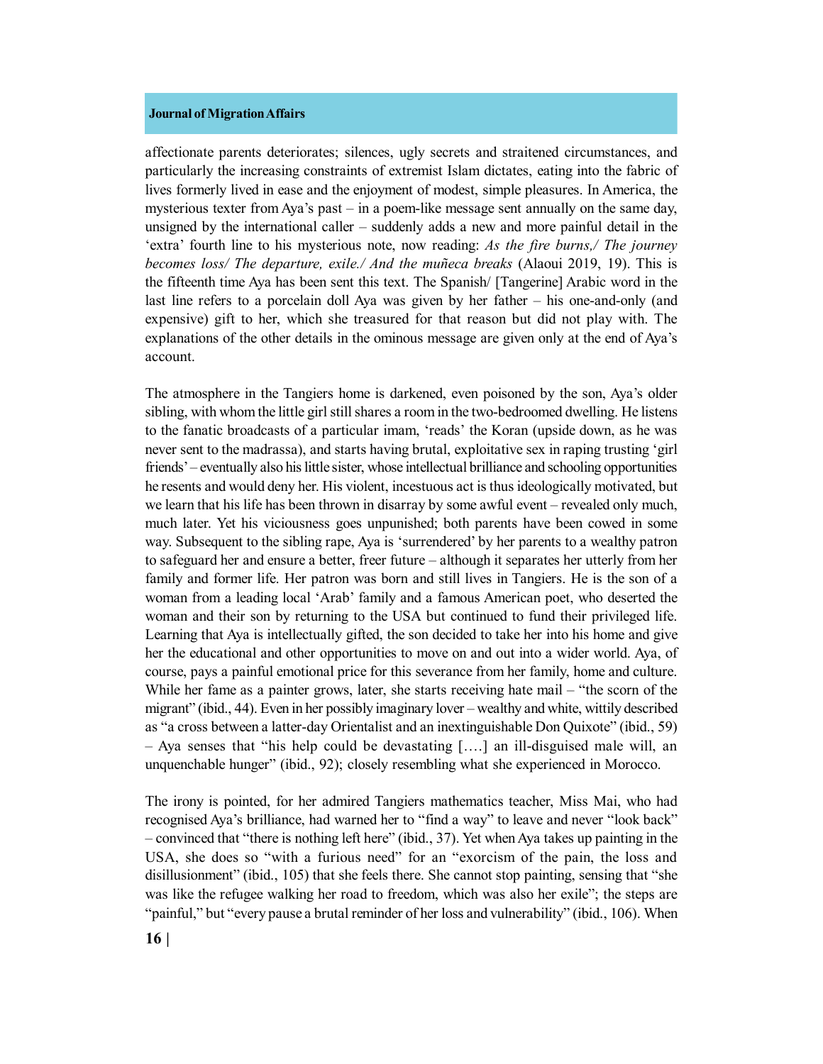affectionate parents deteriorates; silences, ugly secrets and straitened circumstances, and particularly the increasing constraints of extremist Islam dictates, eating into the fabric of lives formerly lived in ease and the enjoyment of modest, simple pleasures. In America, the mysterious texter from Aya's past – in a poem-like message sent annually on the same day, unsigned by the international caller – suddenly adds a new and more painful detail in the 'extra' fourth line to his mysterious note, now reading: *As the fire burns,/ The journey becomes loss/ The departure, exile./ And the muñeca breaks* (Alaoui 2019, 19). This is the fifteenth time Aya has been sent this text. The Spanish/ [Tangerine] Arabic word in the last line refers to a porcelain doll Aya was given by her father – his one-and-only (and expensive) gift to her, which she treasured for that reason but did not play with. The explanations of the other details in the ominous message are given only at the end of Aya's account.

The atmosphere in the Tangiers home is darkened, even poisoned by the son, Aya's older sibling, with whom the little girl still shares a room in the two-bedroomed dwelling. He listens to the fanatic broadcasts of a particular imam, 'reads' the Koran (upside down, as he was never sent to the madrassa), and starts having brutal, exploitative sex in raping trusting 'girl friends' – eventually also his little sister, whose intellectual brilliance and schooling opportunities he resents and would deny her. His violent, incestuous act is thus ideologically motivated, but we learn that his life has been thrown in disarray by some awful event – revealed only much, much later. Yet his viciousness goes unpunished; both parents have been cowed in some way. Subsequent to the sibling rape, Aya is 'surrendered' by her parents to a wealthy patron to safeguard her and ensure a better, freer future – although it separates her utterly from her family and former life. Her patron was born and still lives in Tangiers. He is the son of a woman from a leading local 'Arab' family and a famous American poet, who deserted the woman and their son by returning to the USA but continued to fund their privileged life. Learning that Aya is intellectually gifted, the son decided to take her into his home and give her the educational and other opportunities to move on and out into a wider world. Aya, of course, pays a painful emotional price for this severance from her family, home and culture. While her fame as a painter grows, later, she starts receiving hate mail – "the scorn of the migrant" (ibid., 44). Even in her possibly imaginary lover – wealthy and white, wittily described as "a cross between a latter-day Orientalist and an inextinguishable Don Quixote" (ibid., 59) – Aya senses that "his help could be devastating [….] an ill-disguised male will, an unquenchable hunger" (ibid., 92); closely resembling what she experienced in Morocco.

The irony is pointed, for her admired Tangiers mathematics teacher, Miss Mai, who had recognised Aya's brilliance, had warned her to "find a way" to leave and never "look back" – convinced that "there is nothing left here" (ibid., 37). Yet when Aya takes up painting in the USA, she does so "with a furious need" for an "exorcism of the pain, the loss and disillusionment" (ibid., 105) that she feels there. She cannot stop painting, sensing that "she was like the refugee walking her road to freedom, which was also her exile"; the steps are "painful," but "every pause a brutal reminder of her loss and vulnerability" (ibid., 106). When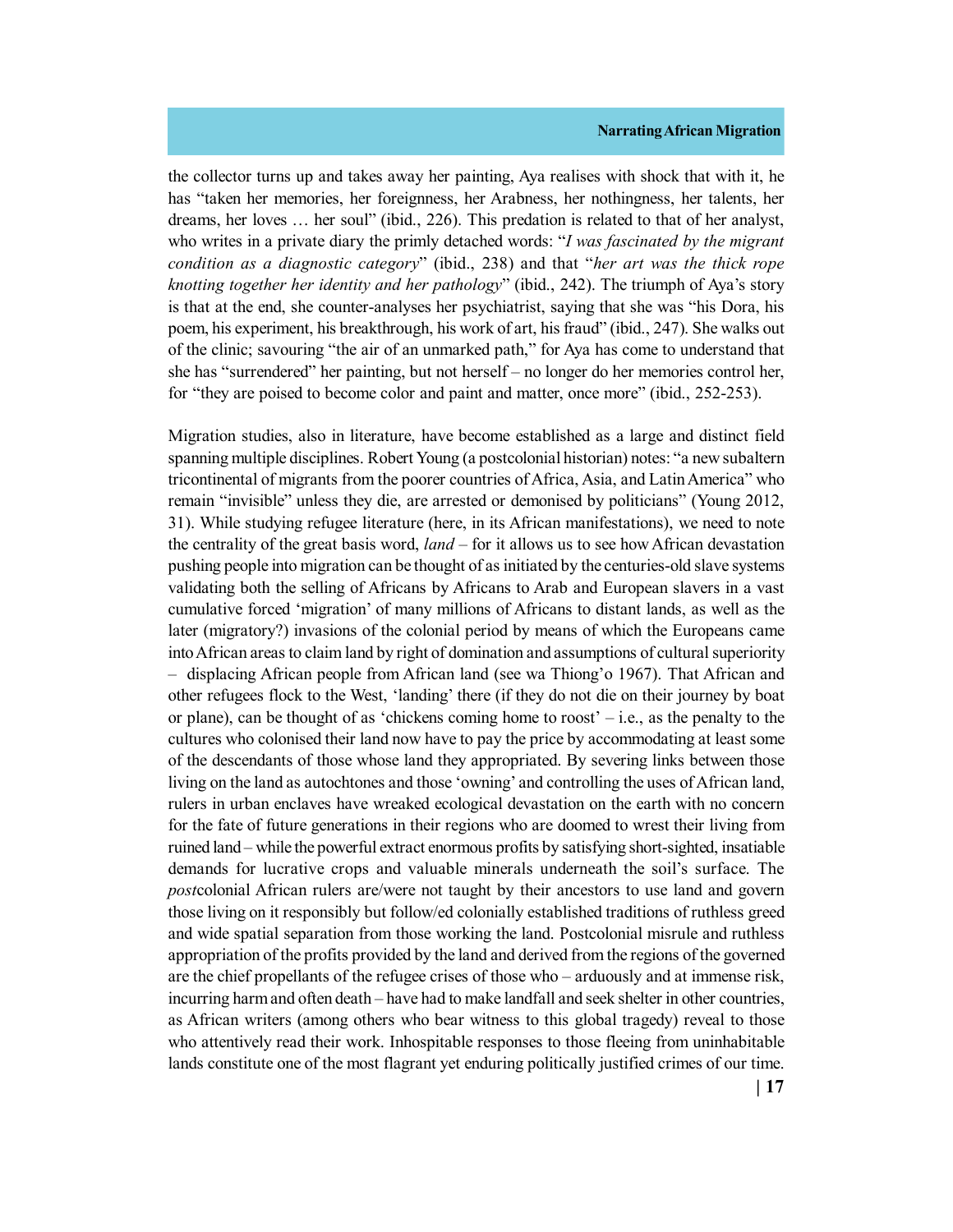the collector turns up and takes away her painting, Aya realises with shock that with it, he has "taken her memories, her foreignness, her Arabness, her nothingness, her talents, her dreams, her loves … her soul" (ibid., 226). This predation is related to that of her analyst, who writes in a private diary the primly detached words: "*I was fascinated by the migrant condition as a diagnostic category*" (ibid., 238) and that "*her art was the thick rope knotting together her identity and her pathology*" (ibid., 242). The triumph of Aya's story is that at the end, she counter-analyses her psychiatrist, saying that she was "his Dora, his poem, his experiment, his breakthrough, his work of art, his fraud" (ibid., 247). She walks out of the clinic; savouring "the air of an unmarked path," for Aya has come to understand that she has "surrendered" her painting, but not herself – no longer do her memories control her, for "they are poised to become color and paint and matter, once more" (ibid., 252-253).

Migration studies, also in literature, have become established as a large and distinct field spanning multiple disciplines. Robert Young (a postcolonial historian) notes: "a new subaltern tricontinental of migrants from the poorer countries of Africa, Asia, and Latin America" who remain "invisible" unless they die, are arrested or demonised by politicians" (Young 2012, 31). While studying refugee literature (here, in its African manifestations), we need to note the centrality of the great basis word, *land* – for it allows us to see how African devastation pushing people into migration can be thought of as initiated by the centuries-old slave systems validating both the selling of Africans by Africans to Arab and European slavers in a vast cumulative forced 'migration' of many millions of Africans to distant lands, as well as the later (migratory?) invasions of the colonial period by means of which the Europeans came into African areas to claim land by right of domination and assumptions of cultural superiority – displacing African people from African land (see wa Thiong'o 1967). That African and other refugees flock to the West, 'landing' there (if they do not die on their journey by boat or plane), can be thought of as 'chickens coming home to roost' – i.e., as the penalty to the cultures who colonised their land now have to pay the price by accommodating at least some of the descendants of those whose land they appropriated. By severing links between those living on the land as autochtones and those 'owning' and controlling the uses of African land, rulers in urban enclaves have wreaked ecological devastation on the earth with no concern for the fate of future generations in their regions who are doomed to wrest their living from ruined land – while the powerful extract enormous profits by satisfying short-sighted, insatiable demands for lucrative crops and valuable minerals underneath the soil's surface. The *post*colonial African rulers are/were not taught by their ancestors to use land and govern those living on it responsibly but follow/ed colonially established traditions of ruthless greed and wide spatial separation from those working the land. Postcolonial misrule and ruthless appropriation of the profits provided by the land and derived from the regions of the governed are the chief propellants of the refugee crises of those who – arduously and at immense risk, incurring harm and often death – have had to make landfall and seek shelter in other countries, as African writers (among others who bear witness to this global tragedy) reveal to those who attentively read their work. Inhospitable responses to those fleeing from uninhabitable lands constitute one of the most flagrant yet enduring politically justified crimes of our time.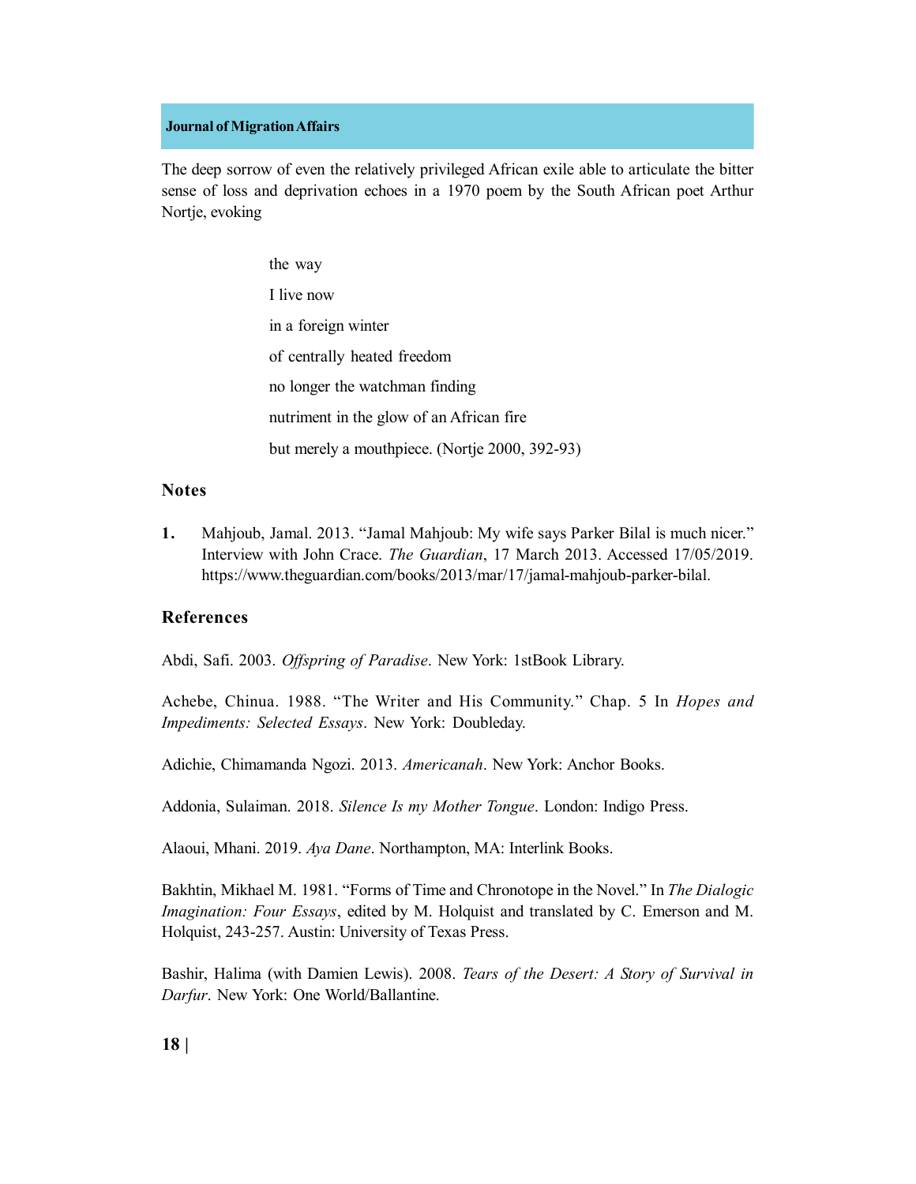The deep sorrow of even the relatively privileged African exile able to articulate the bitter sense of loss and deprivation echoes in a 1970 poem by the South African poet Arthur Nortje, evoking

> the way
>
> I live now
>
> in a foreign winter
>
> of centrally heated freedom
>
> no longer the watchman finding
>
> nutriment in the glow of an African fire
>
> but merely a mouthpiece. (Nortje 2000, 392-93)

## Notes

1. Mahjoub, Jamal. 2013. "Jamal Mahjoub: My wife says Parker Bilal is much nicer." Interview with John Crace. *The Guardian*, 17 March 2013. Accessed 17/05/2019. https://www.theguardian.com/books/2013/mar/17/jamal-mahjoub-parker-bilal.

## References

Abdi, Safi. 2003. *Offspring of Paradise*. New York: 1stBook Library.

Achebe, Chinua. 1988. "The Writer and His Community." Chap. 5 In *Hopes and Impediments: Selected Essays*. New York: Doubleday.

Adichie, Chimamanda Ngozi. 2013. *Americanah*. New York: Anchor Books.

Addonia, Sulaiman. 2018. *Silence Is my Mother Tongue*. London: Indigo Press.

Alaoui, Mhani. 2019. *Aya Dane*. Northampton, MA: Interlink Books.

Bakhtin, Mikhael M. 1981. "Forms of Time and Chronotope in the Novel." In *The Dialogic Imagination: Four Essays*, edited by M. Holquist and translated by C. Emerson and M. Holquist, 243-257. Austin: University of Texas Press.

Bashir, Halima (with Damien Lewis). 2008. *Tears of the Desert: A Story of Survival in Darfur*. New York: One World/Ballantine.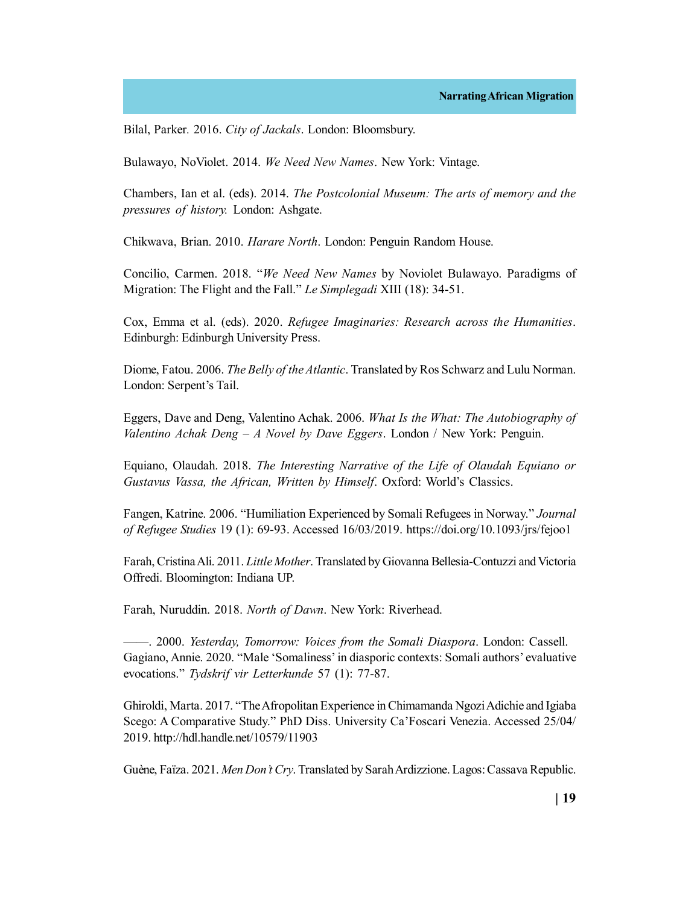Bilal, Parker. 2016. *City of Jackals*. London: Bloomsbury.

Bulawayo, NoViolet. 2014. *We Need New Names*. New York: Vintage.

Chambers, Ian et al. (eds). 2014. *The Postcolonial Museum: The arts of memory and the pressures of history.* London: Ashgate.

Chikwava, Brian. 2010. *Harare North*. London: Penguin Random House.

Concilio, Carmen. 2018. "*We Need New Names* by Noviolet Bulawayo. Paradigms of Migration: The Flight and the Fall." *Le Simplegadi* XIII (18): 34-51.

Cox, Emma et al. (eds). 2020. *Refugee Imaginaries: Research across the Humanities*. Edinburgh: Edinburgh University Press.

Diome, Fatou. 2006. *The Belly of the Atlantic*. Translated by Ros Schwarz and Lulu Norman. London: Serpent's Tail.

Eggers, Dave and Deng, Valentino Achak. 2006. *What Is the What: The Autobiography of Valentino Achak Deng – A Novel by Dave Eggers*. London / New York: Penguin.

Equiano, Olaudah. 2018. *The Interesting Narrative of the Life of Olaudah Equiano or Gustavus Vassa, the African, Written by Himself*. Oxford: World's Classics.

Fangen, Katrine. 2006. "Humiliation Experienced by Somali Refugees in Norway." *Journal of Refugee Studies* 19 (1): 69-93. Accessed 16/03/2019. https://doi.org/10.1093/jrs/fejoo1

Farah, Cristina Ali. 2011. *Little Mother*. Translated by Giovanna Bellesia-Contuzzi and Victoria Offredi. Bloomington: Indiana UP.

Farah, Nuruddin. 2018. *North of Dawn*. New York: Riverhead.

——. 2000. *Yesterday, Tomorrow: Voices from the Somali Diaspora*. London: Cassell.

Gagiano, Annie. 2020. "Male 'Somaliness' in diasporic contexts: Somali authors' evaluative evocations." *Tydskrif vir Letterkunde* 57 (1): 77-87.

Ghiroldi, Marta. 2017. "The Afropolitan Experience in Chimamanda Ngozi Adichie and Igiaba Scego: A Comparative Study." PhD Diss. University Ca'Foscari Venezia. Accessed 25/04/2019. http://hdl.handle.net/10579/11903

Guène, Faïza. 2021. *Men Don't Cry*. Translated by Sarah Ardizzione. Lagos: Cassava Republic.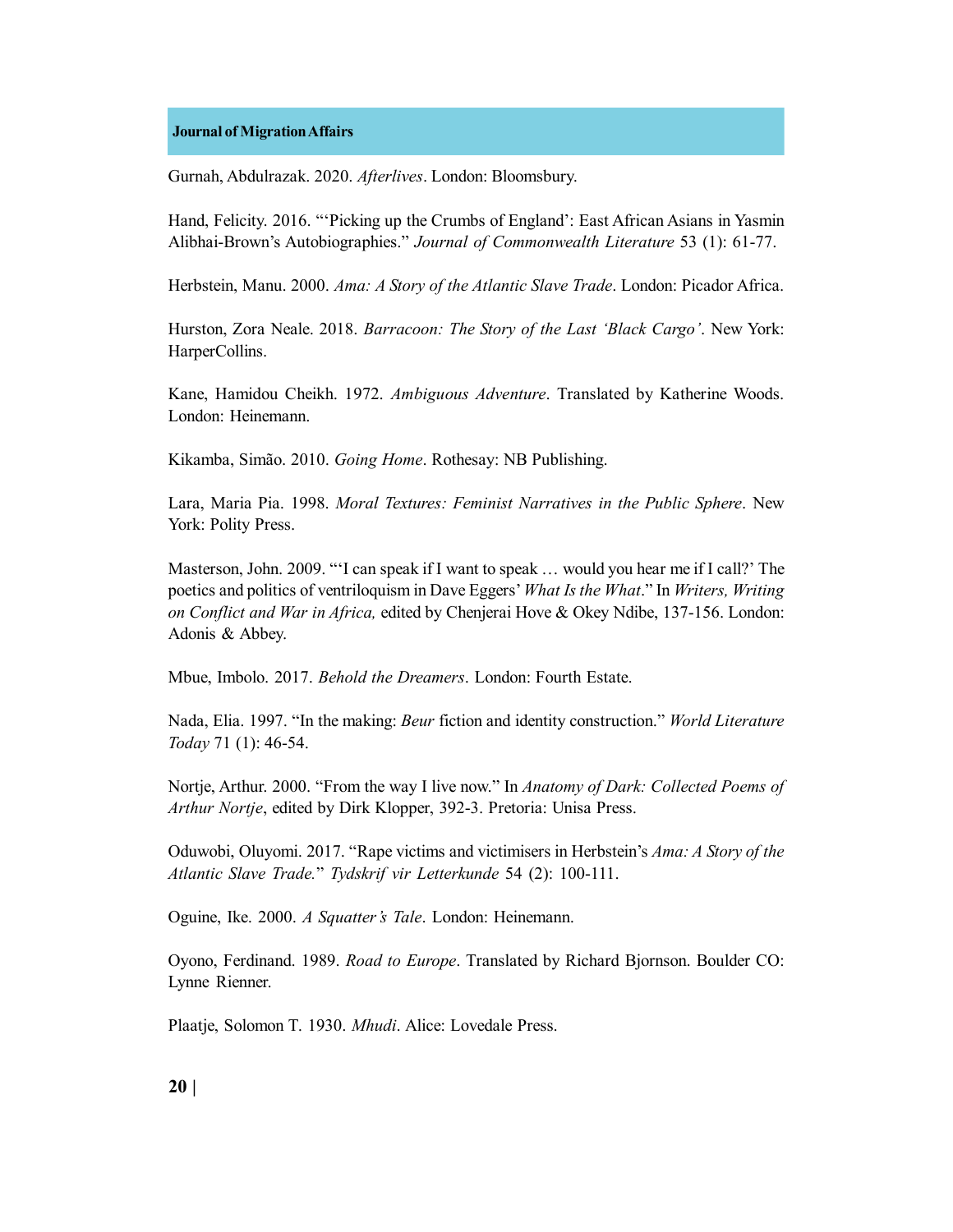Gurnah, Abdulrazak. 2020. *Afterlives*. London: Bloomsbury.

Hand, Felicity. 2016. "'Picking up the Crumbs of England': East African Asians in Yasmin Alibhai-Brown's Autobiographies." *Journal of Commonwealth Literature* 53 (1): 61-77.

Herbstein, Manu. 2000. *Ama: A Story of the Atlantic Slave Trade*. London: Picador Africa.

Hurston, Zora Neale. 2018. *Barracoon: The Story of the Last 'Black Cargo'*. New York: HarperCollins.

Kane, Hamidou Cheikh. 1972. *Ambiguous Adventure*. Translated by Katherine Woods. London: Heinemann.

Kikamba, Simão. 2010. *Going Home*. Rothesay: NB Publishing.

Lara, Maria Pia. 1998. *Moral Textures: Feminist Narratives in the Public Sphere*. New York: Polity Press.

Masterson, John. 2009. "'I can speak if I want to speak … would you hear me if I call?' The poetics and politics of ventriloquism in Dave Eggers' *What Is the What*." In *Writers, Writing on Conflict and War in Africa,* edited by Chenjerai Hove & Okey Ndibe, 137-156. London: Adonis & Abbey.

Mbue, Imbolo. 2017. *Behold the Dreamers*. London: Fourth Estate.

Nada, Elia. 1997. "In the making: *Beur* fiction and identity construction." *World Literature Today* 71 (1): 46-54.

Nortje, Arthur. 2000. "From the way I live now." In *Anatomy of Dark: Collected Poems of Arthur Nortje*, edited by Dirk Klopper, 392-3. Pretoria: Unisa Press.

Oduwobi, Oluyomi. 2017. "Rape victims and victimisers in Herbstein's *Ama: A Story of the Atlantic Slave Trade.*" *Tydskrif vir Letterkunde* 54 (2): 100-111.

Oguine, Ike. 2000. *A Squatter's Tale*. London: Heinemann.

Oyono, Ferdinand. 1989. *Road to Europe*. Translated by Richard Bjornson. Boulder CO: Lynne Rienner.

Plaatje, Solomon T. 1930. *Mhudi*. Alice: Lovedale Press.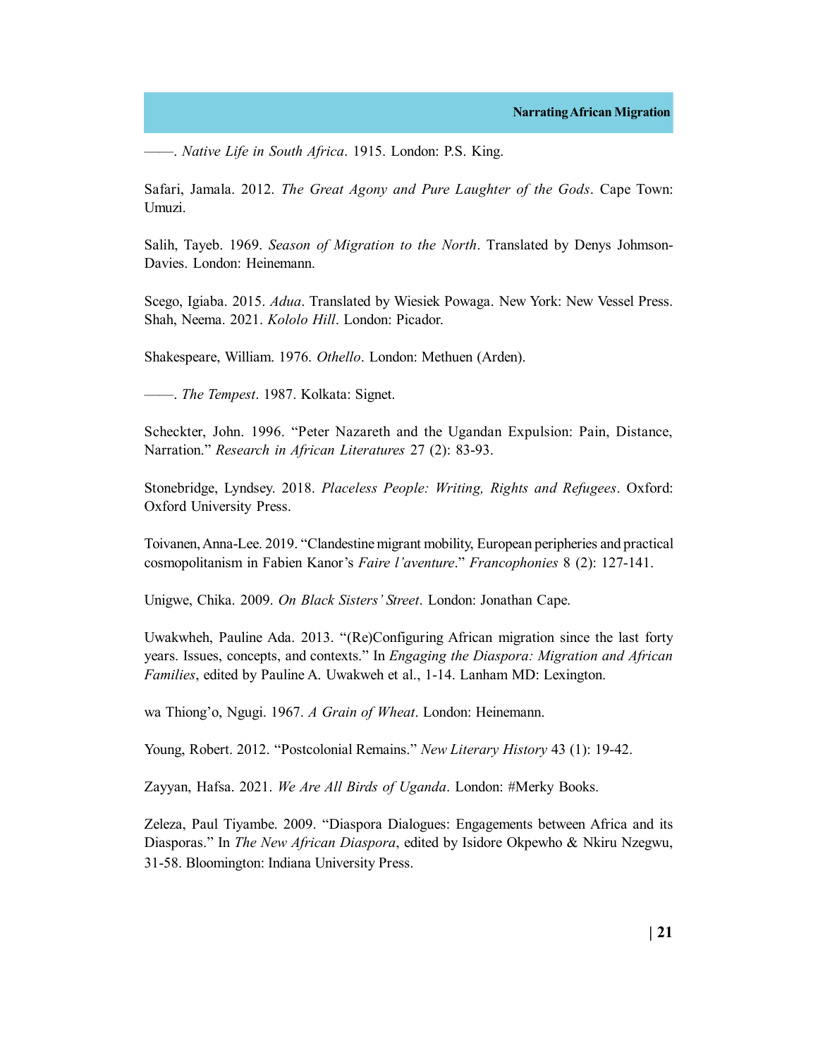——. *Native Life in South Africa*. 1915. London: P.S. King.

Safari, Jamala. 2012. *The Great Agony and Pure Laughter of the Gods*. Cape Town: Umuzi.

Salih, Tayeb. 1969. *Season of Migration to the North*. Translated by Denys Johmson-Davies. London: Heinemann.

Scego, Igiaba. 2015. *Adua*. Translated by Wiesiek Powaga. New York: New Vessel Press. Shah, Neema. 2021. *Kololo Hill*. London: Picador.

Shakespeare, William. 1976. *Othello*. London: Methuen (Arden).

——. *The Tempest*. 1987. Kolkata: Signet.

Scheckter, John. 1996. "Peter Nazareth and the Ugandan Expulsion: Pain, Distance, Narration." *Research in African Literatures* 27 (2): 83-93.

Stonebridge, Lyndsey. 2018. *Placeless People: Writing, Rights and Refugees*. Oxford: Oxford University Press.

Toivanen, Anna-Lee. 2019. "Clandestine migrant mobility, European peripheries and practical cosmopolitanism in Fabien Kanor's *Faire l'aventure*." *Francophonies* 8 (2): 127-141.

Unigwe, Chika. 2009. *On Black Sisters' Street*. London: Jonathan Cape.

Uwakwheh, Pauline Ada. 2013. "(Re)Configuring African migration since the last forty years. Issues, concepts, and contexts." In *Engaging the Diaspora: Migration and African Families*, edited by Pauline A. Uwakweh et al., 1-14. Lanham MD: Lexington.

wa Thiong'o, Ngugi. 1967. *A Grain of Wheat*. London: Heinemann.

Young, Robert. 2012. "Postcolonial Remains." *New Literary History* 43 (1): 19-42.

Zayyan, Hafsa. 2021. *We Are All Birds of Uganda*. London: #Merky Books.

Zeleza, Paul Tiyambe. 2009. "Diaspora Dialogues: Engagements between Africa and its Diasporas." In *The New African Diaspora*, edited by Isidore Okpewho & Nkiru Nzegwu, 31-58. Bloomington: Indiana University Press.